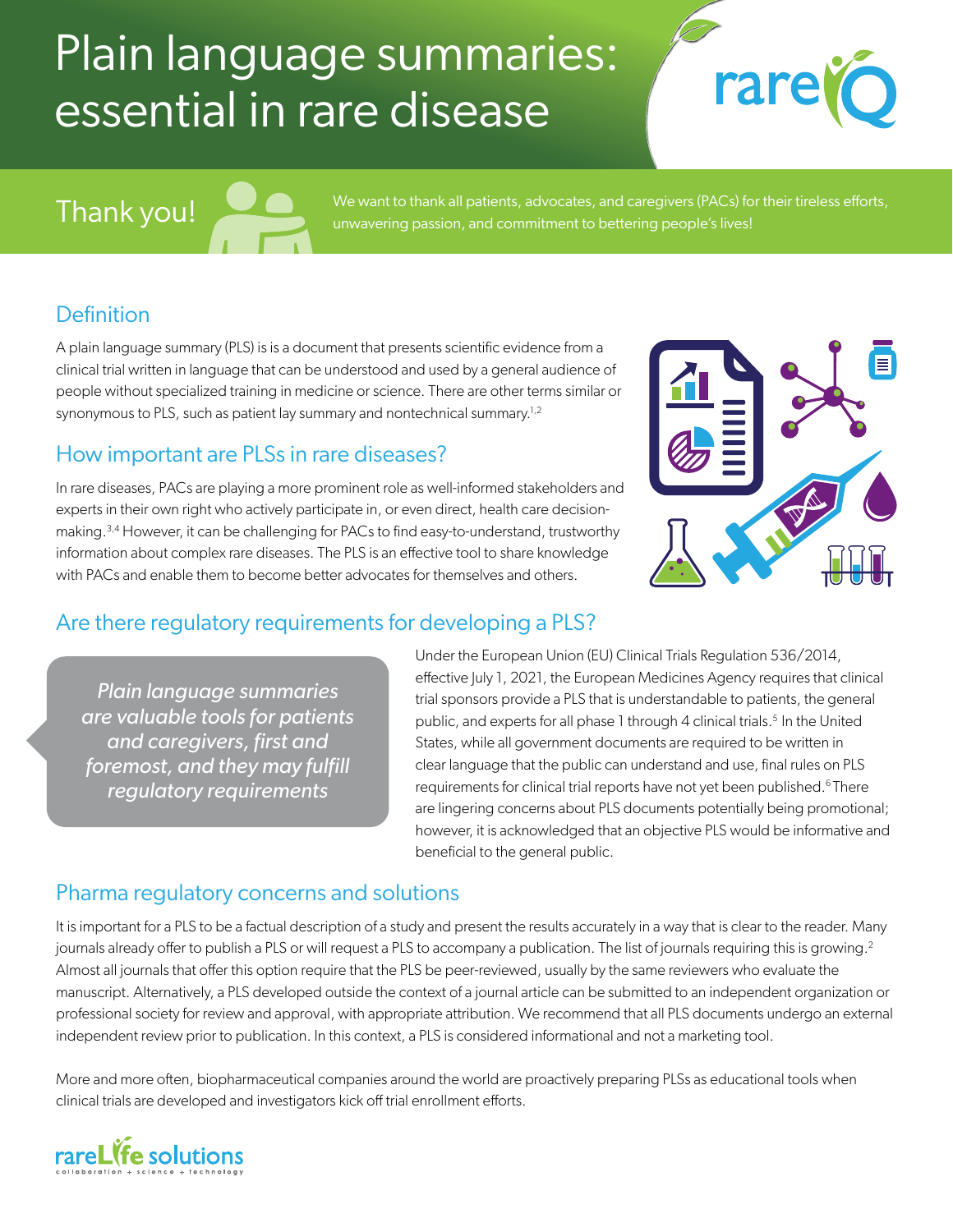# Plain language summaries: essential in rare disease

## Thank you!

We want to thank all patients, advocates, and caregivers (PACs) for their tireless efforts, unwavering passion, and commitment to bettering people's lives!

## Definition

A plain language summary (PLS) is is a document that presents scientific evidence from a clinical trial written in language that can be understood and used by a general audience of people without specialized training in medicine or science. There are other terms similar or synonymous to PLS, such as patient lay summary and nontechnical summary.[1,2]

## How important are PLSs in rare diseases?

In rare diseases, PACs are playing a more prominent role as well-informed stakeholders and experts in their own right who actively participate in, or even direct, health care decision-making.[3,4] However, it can be challenging for PACs to find easy-to-understand, trustworthy information about complex rare diseases. The PLS is an effective tool to share knowledge with PACs and enable them to become better advocates for themselves and others.

## Are there regulatory requirements for developing a PLS?

*Plain language summaries are valuable tools for patients and caregivers, first and foremost, and they may fulfill regulatory requirements*

Under the European Union (EU) Clinical Trials Regulation 536/2014, effective July 1, 2021, the European Medicines Agency requires that clinical trial sponsors provide a PLS that is understandable to patients, the general public, and experts for all phase 1 through 4 clinical trials.[5] In the United States, while all government documents are required to be written in clear language that the public can understand and use, final rules on PLS requirements for clinical trial reports have not yet been published.[6] There are lingering concerns about PLS documents potentially being promotional; however, it is acknowledged that an objective PLS would be informative and beneficial to the general public.

## Pharma regulatory concerns and solutions

It is important for a PLS to be a factual description of a study and present the results accurately in a way that is clear to the reader. Many journals already offer to publish a PLS or will request a PLS to accompany a publication. The list of journals requiring this is growing.[2] Almost all journals that offer this option require that the PLS be peer-reviewed, usually by the same reviewers who evaluate the manuscript. Alternatively, a PLS developed outside the context of a journal article can be submitted to an independent organization or professional society for review and approval, with appropriate attribution. We recommend that all PLS documents undergo an external independent review prior to publication. In this context, a PLS is considered informational and not a marketing tool.

More and more often, biopharmaceutical companies around the world are proactively preparing PLSs as educational tools when clinical trials are developed and investigators kick off trial enrollment efforts.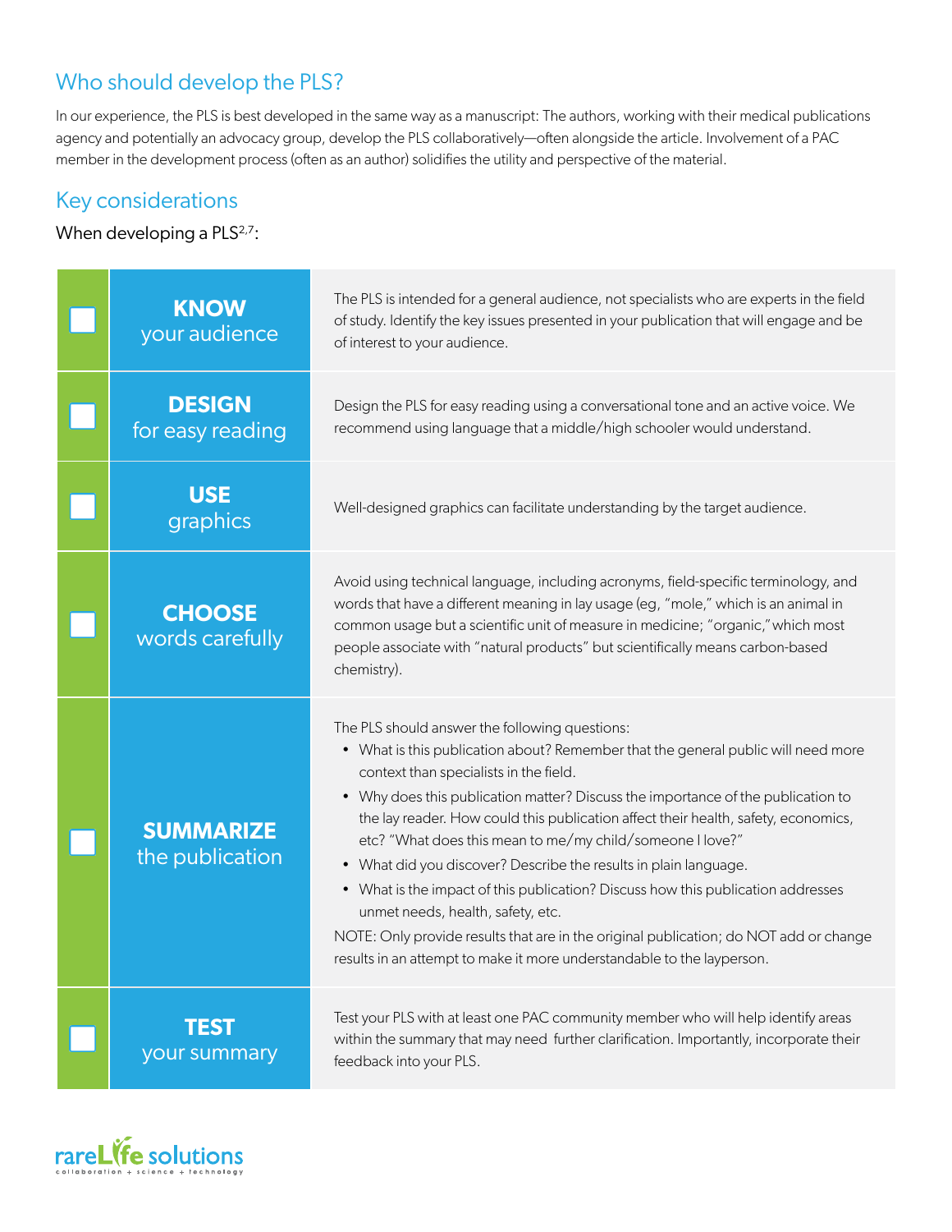## Who should develop the PLS?

In our experience, the PLS is best developed in the same way as a manuscript: The authors, working with their medical publications agency and potentially an advocacy group, develop the PLS collaboratively—often alongside the article. Involvement of a PAC member in the development process (often as an author) solidifies the utility and perspective of the material.

## Key considerations

When developing a PLS[2,7]:

| | | |
|---|---|---|
| ☐ | **KNOW** your audience | The PLS is intended for a general audience, not specialists who are experts in the field of study. Identify the key issues presented in your publication that will engage and be of interest to your audience. |
| ☐ | **DESIGN** for easy reading | Design the PLS for easy reading using a conversational tone and an active voice. We recommend using language that a middle/high schooler would understand. |
| ☐ | **USE** graphics | Well-designed graphics can facilitate understanding by the target audience. |
| ☐ | **CHOOSE** words carefully | Avoid using technical language, including acronyms, field-specific terminology, and words that have a different meaning in lay usage (eg, "mole," which is an animal in common usage but a scientific unit of measure in medicine; "organic," which most people associate with "natural products" but scientifically means carbon-based chemistry). |
| ☐ | **SUMMARIZE** the publication | The PLS should answer the following questions:<br>• What is this publication about? Remember that the general public will need more context than specialists in the field.<br>• Why does this publication matter? Discuss the importance of the publication to the lay reader. How could this publication affect their health, safety, economics, etc? "What does this mean to me/my child/someone I love?"<br>• What did you discover? Describe the results in plain language.<br>• What is the impact of this publication? Discuss how this publication addresses unmet needs, health, safety, etc.<br>NOTE: Only provide results that are in the original publication; do NOT add or change results in an attempt to make it more understandable to the layperson. |
| ☐ | **TEST** your summary | Test your PLS with at least one PAC community member who will help identify areas within the summary that may need further clarification. Importantly, incorporate their feedback into your PLS. |

rareLife solutions
collaboration + science + technology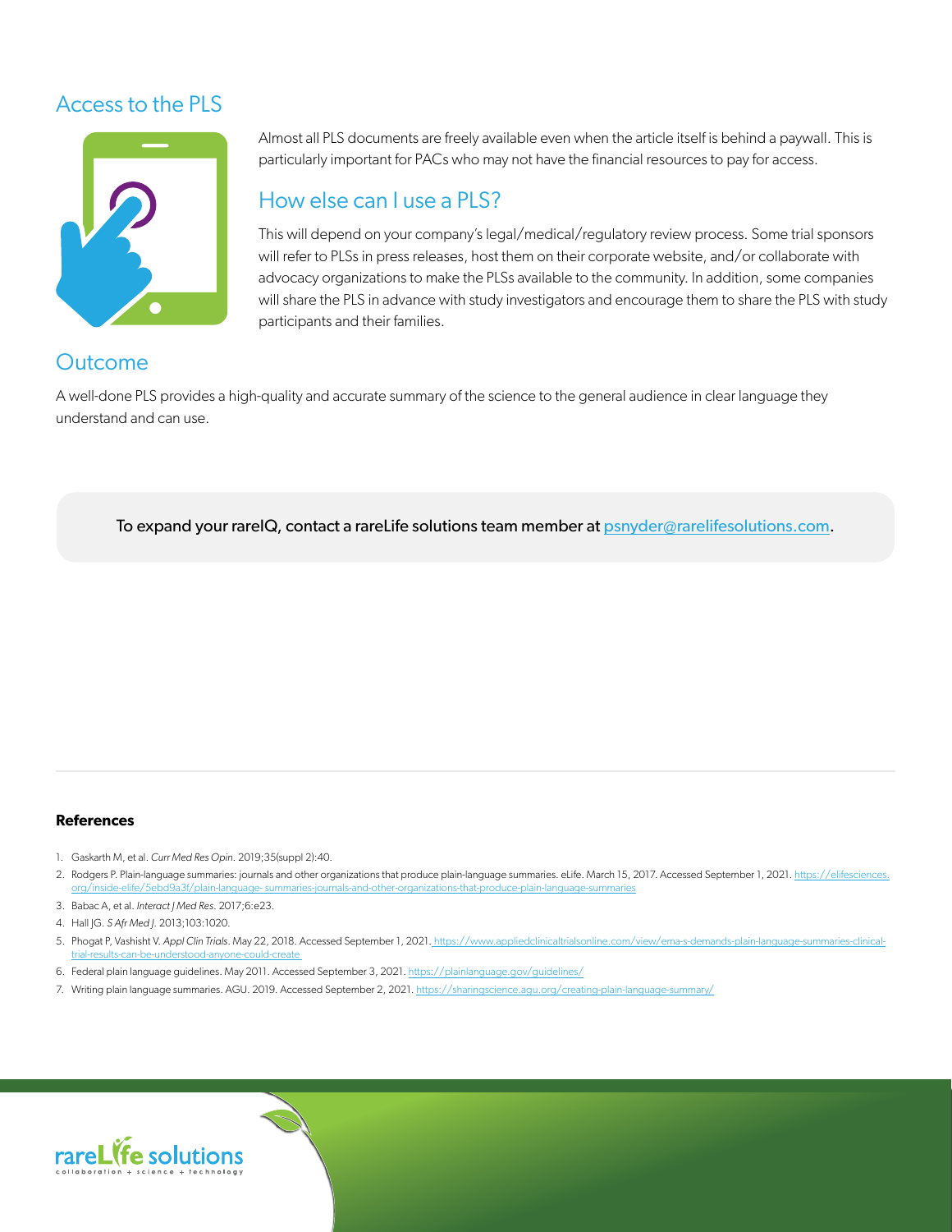## Access to the PLS

Almost all PLS documents are freely available even when the article itself is behind a paywall. This is particularly important for PACs who may not have the financial resources to pay for access.

## How else can I use a PLS?

This will depend on your company's legal/medical/regulatory review process. Some trial sponsors will refer to PLSs in press releases, host them on their corporate website, and/or collaborate with advocacy organizations to make the PLSs available to the community. In addition, some companies will share the PLS in advance with study investigators and encourage them to share the PLS with study participants and their families.

## Outcome

A well-done PLS provides a high-quality and accurate summary of the science to the general audience in clear language they understand and can use.

To expand your rareIQ, contact a rareLife solutions team member at psnyder@rarelifesolutions.com.

**References**

1. Gaskarth M, et al. *Curr Med Res Opin*. 2019;35(suppl 2):40.
2. Rodgers P. Plain-language summaries: journals and other organizations that produce plain-language summaries. eLife. March 15, 2017. Accessed September 1, 2021. https://elifesciences.org/inside-elife/5ebd9a3f/plain-language- summaries-journals-and-other-organizations-that-produce-plain-language-summaries
3. Babac A, et al. *Interact J Med Res*. 2017;6:e23.
4. Hall JG. *S Afr Med J*. 2013;103:1020.
5. Phogat P, Vashisht V. *Appl Clin Trials*. May 22, 2018. Accessed September 1, 2021. https://www.appliedclinicaltrialsonline.com/view/ema-s-demands-plain-language-summaries-clinical-trial-results-can-be-understood-anyone-could-create
6. Federal plain language guidelines. May 2011. Accessed September 3, 2021. https://plainlanguage.gov/guidelines/
7. Writing plain language summaries. AGU. 2019. Accessed September 2, 2021. https://sharingscience.agu.org/creating-plain-language-summary/

rareLife solutions
collaboration + science + technology